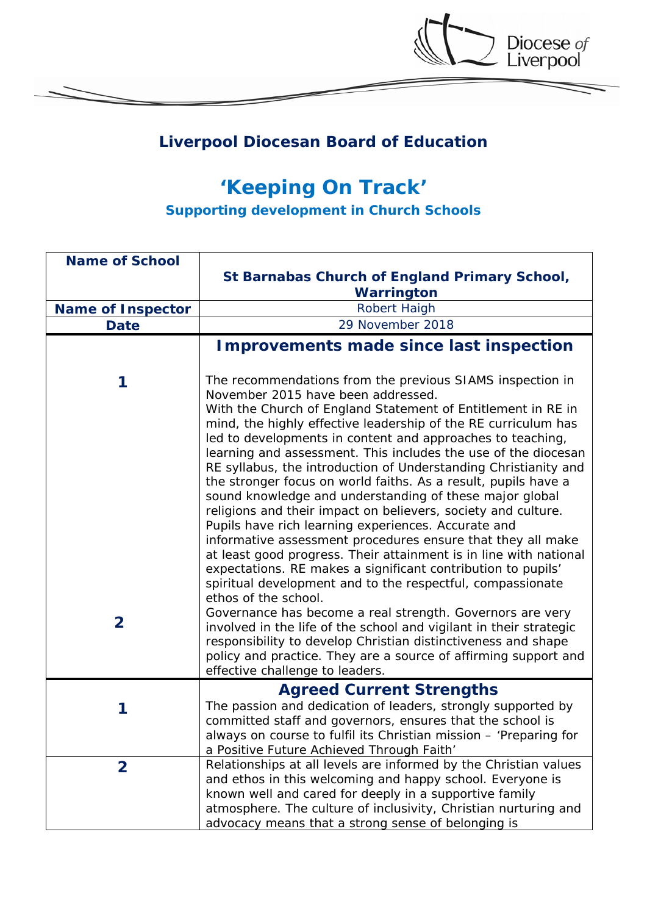Diocese of Liverpool

## Liverpool Diocesan Board of Education

# 'Keeping On Track'

### Supporting development in Church Schools

| **Name of School** | **St Barnabas Church of England Primary School, Warrington** |
|---|---|
| **Name of Inspector** | Robert Haigh |
| **Date** | 29 November 2018 |
| | **Improvements made since last inspection** |
| **1** | The recommendations from the previous SIAMS inspection in November 2015 have been addressed. With the Church of England Statement of Entitlement in RE in mind, the highly effective leadership of the RE curriculum has led to developments in content and approaches to teaching, learning and assessment. This includes the use of the diocesan RE syllabus, the introduction of Understanding Christianity and the stronger focus on world faiths. As a result, pupils have a sound knowledge and understanding of these major global religions and their impact on believers, society and culture. Pupils have rich learning experiences. Accurate and informative assessment procedures ensure that they all make at least good progress. Their attainment is in line with national expectations. RE makes a significant contribution to pupils' spiritual development and to the respectful, compassionate ethos of the school. |
| **2** | Governance has become a real strength. Governors are very involved in the life of the school and vigilant in their strategic responsibility to develop Christian distinctiveness and shape policy and practice. They are a source of affirming support and effective challenge to leaders. |
| | **Agreed Current Strengths** |
| **1** | The passion and dedication of leaders, strongly supported by committed staff and governors, ensures that the school is always on course to fulfil its Christian mission – 'Preparing for a Positive Future Achieved Through Faith' |
| **2** | Relationships at all levels are informed by the Christian values and ethos in this welcoming and happy school. Everyone is known well and cared for deeply in a supportive family atmosphere. The culture of inclusivity, Christian nurturing and advocacy means that a strong sense of belonging is |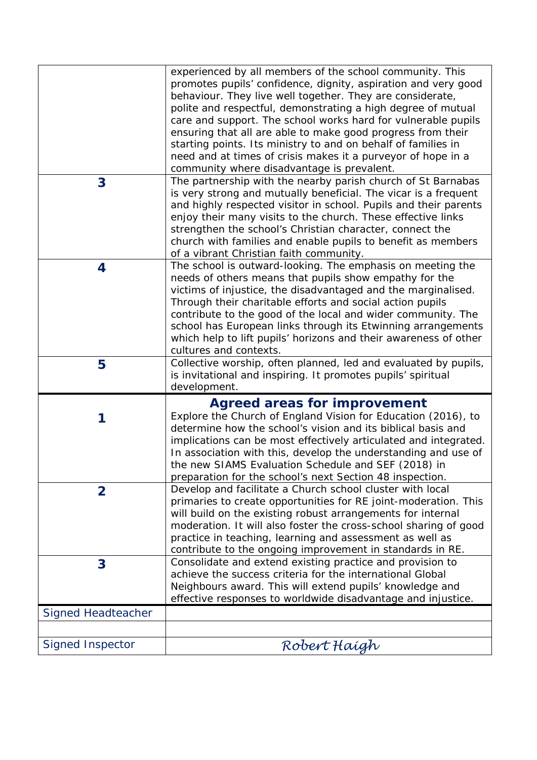| | |
|---|---|
| | experienced by all members of the school community. This promotes pupils' confidence, dignity, aspiration and very good behaviour. They live well together. They are considerate, polite and respectful, demonstrating a high degree of mutual care and support. The school works hard for vulnerable pupils ensuring that all are able to make good progress from their starting points. Its ministry to and on behalf of families in need and at times of crisis makes it a purveyor of hope in a community where disadvantage is prevalent. |
| **3** | The partnership with the nearby parish church of St Barnabas is very strong and mutually beneficial. The vicar is a frequent and highly respected visitor in school. Pupils and their parents enjoy their many visits to the church. These effective links strengthen the school's Christian character, connect the church with families and enable pupils to benefit as members of a vibrant Christian faith community. |
| **4** | The school is outward-looking. The emphasis on meeting the needs of others means that pupils show empathy for the victims of injustice, the disadvantaged and the marginalised. Through their charitable efforts and social action pupils contribute to the good of the local and wider community. The school has European links through its Etwinning arrangements which help to lift pupils' horizons and their awareness of other cultures and contexts. |
| **5** | Collective worship, often planned, led and evaluated by pupils, is invitational and inspiring. It promotes pupils' spiritual development. |
| | **Agreed areas for improvement** |
| **1** | Explore the Church of England Vision for Education (2016), to determine how the school's vision and its biblical basis and implications can be most effectively articulated and integrated. In association with this, develop the understanding and use of the new SIAMS Evaluation Schedule and SEF (2018) in preparation for the school's next Section 48 inspection. |
| **2** | Develop and facilitate a Church school cluster with local primaries to create opportunities for RE joint-moderation. This will build on the existing robust arrangements for internal moderation. It will also foster the cross-school sharing of good practice in teaching, learning and assessment as well as contribute to the ongoing improvement in standards in RE. |
| **3** | Consolidate and extend existing practice and provision to achieve the success criteria for the international Global Neighbours award. This will extend pupils' knowledge and effective responses to worldwide disadvantage and injustice. |
| Signed Headteacher | |
| | |
| Signed Inspector | *Robert Haigh* |